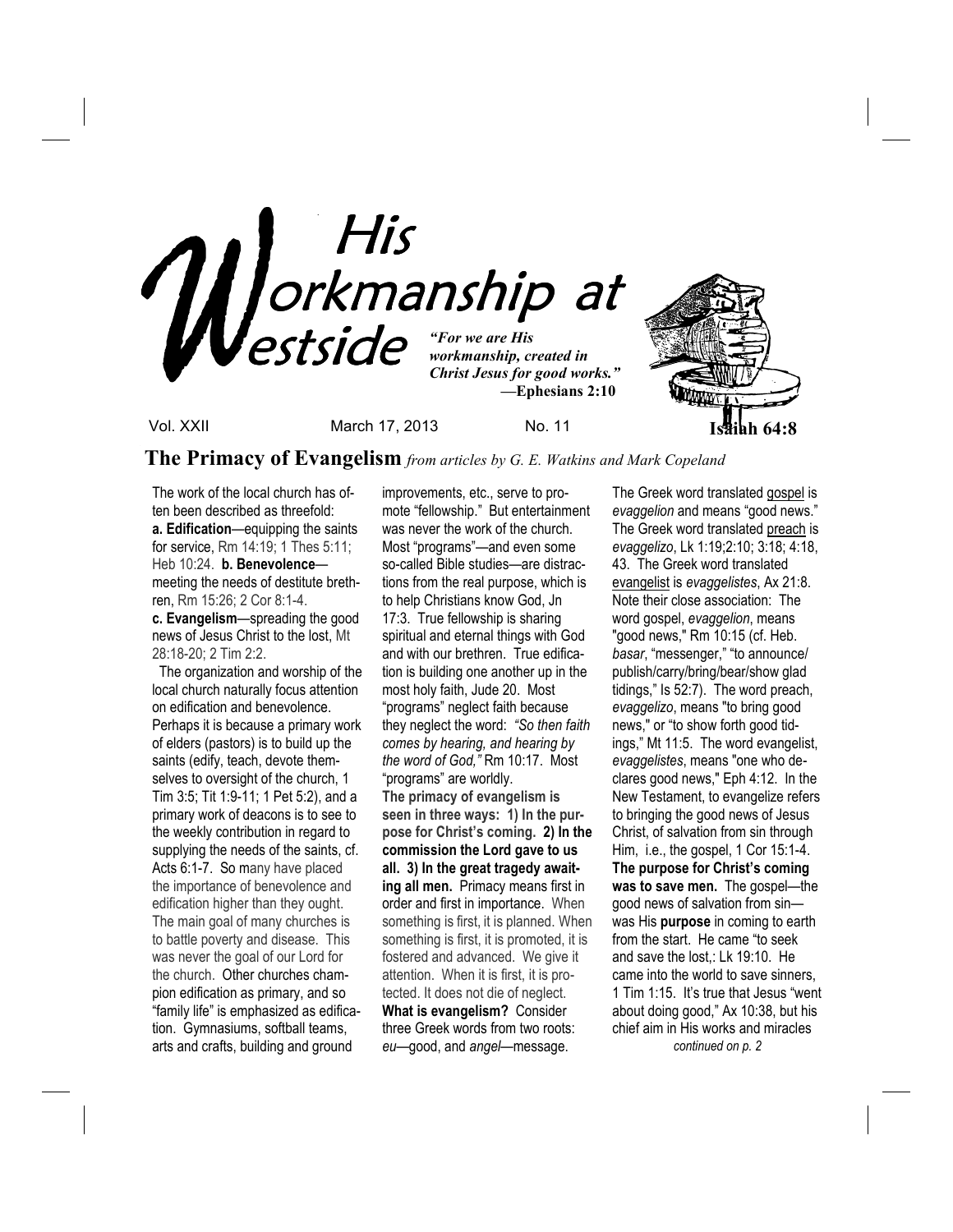# His Workmanship at Westside

*"For we are His workmanship, created in Christ Jesus for good works."* —**Ephesians 2:10**

**Isaiah 64:8**

Vol. XXII March 17, 2013 No. 11

## The Primacy of Evangelism *from articles by G. E. Watkins and Mark Copeland*

The work of the local church has often been described as threefold:
**a. Edification**—equipping the saints for service, Rm 14:19; 1 Thes 5:11; Heb 10:24. **b. Benevolence**—meeting the needs of destitute brethren, Rm 15:26; 2 Cor 8:1-4.
**c. Evangelism**—spreading the good news of Jesus Christ to the lost, Mt 28:18-20; 2 Tim 2:2.

The organization and worship of the local church naturally focus attention on edification and benevolence. Perhaps it is because a primary work of elders (pastors) is to build up the saints (edify, teach, devote themselves to oversight of the church, 1 Tim 3:5; Tit 1:9-11; 1 Pet 5:2), and a primary work of deacons is to see to the weekly contribution in regard to supplying the needs of the saints, cf. Acts 6:1-7. So many have placed the importance of benevolence and edification higher than they ought. The main goal of many churches is to battle poverty and disease. This was never the goal of our Lord for the church. Other churches champion edification as primary, and so "family life" is emphasized as edification. Gymnasiums, softball teams, arts and crafts, building and ground improvements, etc., serve to promote "fellowship." But entertainment was never the work of the church. Most "programs"—and even some so-called Bible studies—are distractions from the real purpose, which is to help Christians know God, Jn 17:3. True fellowship is sharing spiritual and eternal things with God and with our brethren. True edification is building one another up in the most holy faith, Jude 20. Most "programs" neglect faith because they neglect the word: *"So then faith comes by hearing, and hearing by the word of God,"* Rm 10:17. Most "programs" are worldly.

**The primacy of evangelism is seen in three ways: 1) In the purpose for Christ's coming. 2) In the commission the Lord gave to us all. 3) In the great tragedy awaiting all men.** Primacy means first in order and first in importance. When something is first, it is planned. When something is first, it is promoted, it is fostered and advanced. We give it attention. When it is first, it is protected. It does not die of neglect.

**What is evangelism?** Consider three Greek words from two roots: *eu*—good, and *angel*—message. The Greek word translated gospel is *evaggelion* and means "good news." The Greek word translated preach is *evaggelizo*, Lk 1:19;2:10; 3:18; 4:18, 43. The Greek word translated evangelist is *evaggelistes*, Ax 21:8. Note their close association: The word gospel, *evaggelion*, means "good news," Rm 10:15 (cf. Heb. *basar*, "messenger," "to announce/ publish/carry/bring/bear/show glad tidings," Is 52:7). The word preach, *evaggelizo*, means "to bring good news," or "to show forth good tidings," Mt 11:5. The word evangelist, *evaggelistes*, means "one who declares good news," Eph 4:12. In the New Testament, to evangelize refers to bringing the good news of Jesus Christ, of salvation from sin through Him, i.e., the gospel, 1 Cor 15:1-4.

**The purpose for Christ's coming was to save men.** The gospel—the good news of salvation from sin—was His **purpose** in coming to earth from the start. He came "to seek and save the lost,: Lk 19:10. He came into the world to save sinners, 1 Tim 1:15. It's true that Jesus "went about doing good," Ax 10:38, but his chief aim in His works and miracles

*continued on p. 2*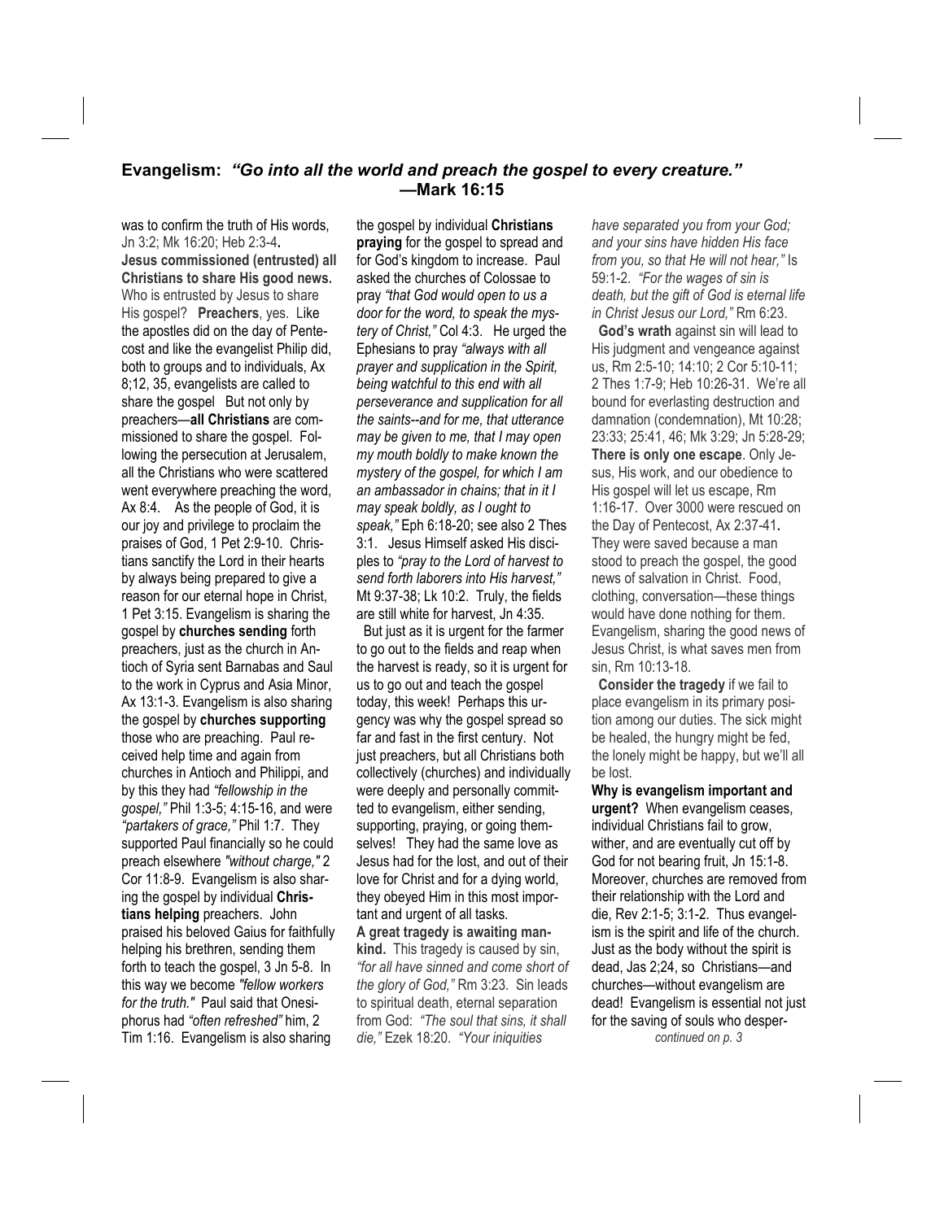## Evangelism: *"Go into all the world and preach the gospel to every creature."* —Mark 16:15

was to confirm the truth of His words, Jn 3:2; Mk 16:20; Heb 2:3-4**.**

**Jesus commissioned (entrusted) all Christians to share His good news.** Who is entrusted by Jesus to share His gospel? **Preachers**, yes. Like the apostles did on the day of Pentecost and like the evangelist Philip did, both to groups and to individuals, Ax 8;12, 35, evangelists are called to share the gospel But not only by preachers—**all Christians** are commissioned to share the gospel. Following the persecution at Jerusalem, all the Christians who were scattered went everywhere preaching the word, Ax 8:4. As the people of God, it is our joy and privilege to proclaim the praises of God, 1 Pet 2:9-10. Christians sanctify the Lord in their hearts by always being prepared to give a reason for our eternal hope in Christ, 1 Pet 3:15. Evangelism is sharing the gospel by **churches sending** forth preachers, just as the church in Antioch of Syria sent Barnabas and Saul to the work in Cyprus and Asia Minor, Ax 13:1-3. Evangelism is also sharing the gospel by **churches supporting** those who are preaching. Paul received help time and again from churches in Antioch and Philippi, and by this they had *"fellowship in the gospel,"* Phil 1:3-5; 4:15-16, and were *"partakers of grace,"* Phil 1:7. They supported Paul financially so he could preach elsewhere *"without charge,"* 2 Cor 11:8-9. Evangelism is also sharing the gospel by individual **Christians helping** preachers. John praised his beloved Gaius for faithfully helping his brethren, sending them forth to teach the gospel, 3 Jn 5-8. In this way we become *"fellow workers for the truth."* Paul said that Onesiphorus had *"often refreshed"* him, 2 Tim 1:16. Evangelism is also sharing the gospel by individual **Christians praying** for the gospel to spread and for God's kingdom to increase. Paul asked the churches of Colossae to pray *"that God would open to us a door for the word, to speak the mystery of Christ,"* Col 4:3. He urged the Ephesians to pray *"always with all prayer and supplication in the Spirit, being watchful to this end with all perseverance and supplication for all the saints--and for me, that utterance may be given to me, that I may open my mouth boldly to make known the mystery of the gospel, for which I am an ambassador in chains; that in it I may speak boldly, as I ought to speak,"* Eph 6:18-20; see also 2 Thes 3:1. Jesus Himself asked His disciples to *"pray to the Lord of harvest to send forth laborers into His harvest,"* Mt 9:37-38; Lk 10:2. Truly, the fields are still white for harvest, Jn 4:35.

But just as it is urgent for the farmer to go out to the fields and reap when the harvest is ready, so it is urgent for us to go out and teach the gospel today, this week! Perhaps this urgency was why the gospel spread so far and fast in the first century. Not just preachers, but all Christians both collectively (churches) and individually were deeply and personally committed to evangelism, either sending, supporting, praying, or going themselves! They had the same love as Jesus had for the lost, and out of their love for Christ and for a dying world, they obeyed Him in this most important and urgent of all tasks.

**A great tragedy is awaiting mankind.** This tragedy is caused by sin, *"for all have sinned and come short of the glory of God,"* Rm 3:23. Sin leads to spiritual death, eternal separation from God: *"The soul that sins, it shall die,"* Ezek 18:20. *"Your iniquities have separated you from your God; and your sins have hidden His face from you, so that He will not hear,"* Is 59:1-2. *"For the wages of sin is death, but the gift of God is eternal life in Christ Jesus our Lord,"* Rm 6:23.

**God's wrath** against sin will lead to His judgment and vengeance against us, Rm 2:5-10; 14:10; 2 Cor 5:10-11; 2 Thes 1:7-9; Heb 10:26-31. We're all bound for everlasting destruction and damnation (condemnation), Mt 10:28; 23:33; 25:41, 46; Mk 3:29; Jn 5:28-29; **There is only one escape**. Only Jesus, His work, and our obedience to His gospel will let us escape, Rm 1:16-17. Over 3000 were rescued on the Day of Pentecost, Ax 2:37-41**.** They were saved because a man stood to preach the gospel, the good news of salvation in Christ. Food, clothing, conversation—these things would have done nothing for them. Evangelism, sharing the good news of Jesus Christ, is what saves men from sin, Rm 10:13-18.

**Consider the tragedy** if we fail to place evangelism in its primary position among our duties. The sick might be healed, the hungry might be fed, the lonely might be happy, but we'll all be lost.

**Why is evangelism important and urgent?** When evangelism ceases, individual Christians fail to grow, wither, and are eventually cut off by God for not bearing fruit, Jn 15:1-8. Moreover, churches are removed from their relationship with the Lord and die, Rev 2:1-5; 3:1-2. Thus evangelism is the spirit and life of the church. Just as the body without the spirit is dead, Jas 2;24, so Christians—and churches—without evangelism are dead! Evangelism is essential not just for the saving of souls who desper-

*continued on p. 3*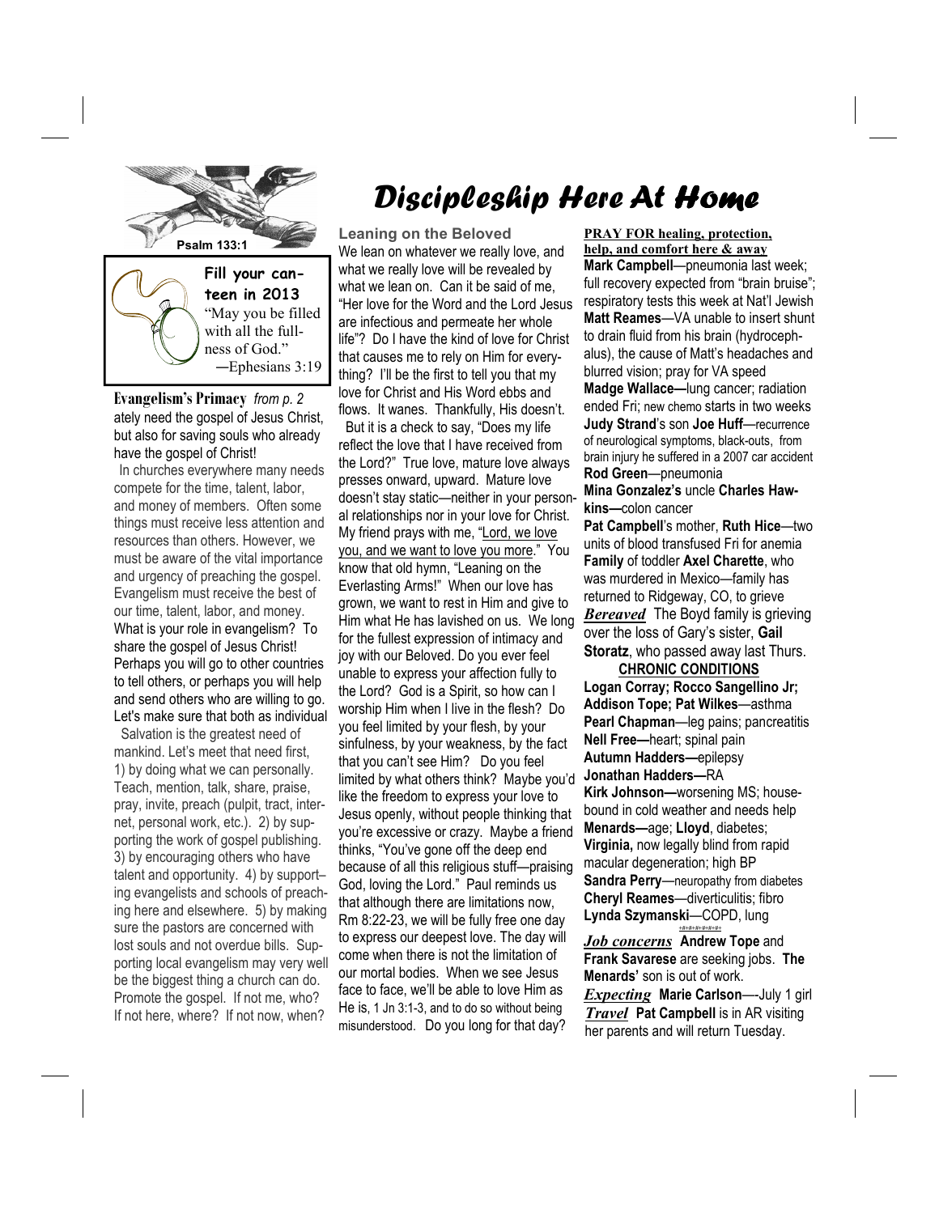# Discipleship Here At Home

**Psalm 133:1**

**Fill your canteen in 2013**

"May you be filled with all the fullness of God."
—Ephesians 3:19

**Evangelism's Primacy** *from p. 2*

ately need the gospel of Jesus Christ, but also for saving souls who already have the gospel of Christ!

In churches everywhere many needs compete for the time, talent, labor, and money of members. Often some things must receive less attention and resources than others. However, we must be aware of the vital importance and urgency of preaching the gospel. Evangelism must receive the best of our time, talent, labor, and money. What is your role in evangelism? To share the gospel of Jesus Christ! Perhaps you will go to other countries to tell others, or perhaps you will help and send others who are willing to go. Let's make sure that both as individual

Salvation is the greatest need of mankind. Let's meet that need first, 1) by doing what we can personally. Teach, mention, talk, share, praise, pray, invite, preach (pulpit, tract, internet, personal work, etc.). 2) by supporting the work of gospel publishing. 3) by encouraging others who have talent and opportunity. 4) by supporting evangelists and schools of preaching here and elsewhere. 5) by making sure the pastors are concerned with lost souls and not overdue bills. Supporting local evangelism may very well be the biggest thing a church can do. Promote the gospel. If not me, who? If not here, where? If not now, when?

## Leaning on the Beloved

We lean on whatever we really love, and what we really love will be revealed by what we lean on. Can it be said of me, "Her love for the Word and the Lord Jesus are infectious and permeate her whole life"? Do I have the kind of love for Christ that causes me to rely on Him for everything? I'll be the first to tell you that my love for Christ and His Word ebbs and flows. It wanes. Thankfully, His doesn't.

But it is a check to say, "Does my life reflect the love that I have received from the Lord?" True love, mature love always presses onward, upward. Mature love doesn't stay static—neither in your personal relationships nor in your love for Christ. My friend prays with me, "Lord, we love you, and we want to love you more." You know that old hymn, "Leaning on the Everlasting Arms!" When our love has grown, we want to rest in Him and give to Him what He has lavished on us. We long for the fullest expression of intimacy and joy with our Beloved. Do you ever feel unable to express your affection fully to the Lord? God is a Spirit, so how can I worship Him when I live in the flesh? Do you feel limited by your flesh, by your sinfulness, by your weakness, by the fact that you can't see Him? Do you feel limited by what others think? Maybe you'd like the freedom to express your love to Jesus openly, without people thinking that you're excessive or crazy. Maybe a friend thinks, "You've gone off the deep end because of all this religious stuff—praising God, loving the Lord." Paul reminds us that although there are limitations now, Rm 8:22-23, we will be fully free one day to express our deepest love. The day will come when there is not the limitation of our mortal bodies. When we see Jesus face to face, we'll be able to love Him as He is, 1 Jn 3:1-3, and to do so without being misunderstood. Do you long for that day?

**PRAY FOR healing, protection, help, and comfort here & away**

**Mark Campbell**—pneumonia last week; full recovery expected from "brain bruise"; respiratory tests this week at Nat'l Jewish
**Matt Reames**—VA unable to insert shunt to drain fluid from his brain (hydrocephalus), the cause of Matt's headaches and blurred vision; pray for VA speed
**Madge Wallace—**lung cancer; radiation ended Fri; new chemo starts in two weeks
**Judy Strand**'s son **Joe Huff**—recurrence of neurological symptoms, black-outs, from brain injury he suffered in a 2007 car accident
**Rod Green**—pneumonia
**Mina Gonzalez's** uncle **Charles Hawkins—**colon cancer
**Pat Campbell**'s mother, **Ruth Hice**—two units of blood transfused Fri for anemia
**Family** of toddler **Axel Charette**, who was murdered in Mexico—family has returned to Ridgeway, CO, to grieve

***Bereaved*** The Boyd family is grieving over the loss of Gary's sister, **Gail Storatz**, who passed away last Thurs.

**CHRONIC CONDITIONS**

**Logan Corray; Rocco Sangellino Jr; Addison Tope; Pat Wilkes**—asthma
**Pearl Chapman**—leg pains; pancreatitis
**Nell Free—**heart; spinal pain
**Autumn Hadders—**epilepsy
**Jonathan Hadders—**RA
**Kirk Johnson—**worsening MS; housebound in cold weather and needs help
**Menards—**age; **Lloyd**, diabetes; **Virginia,** now legally blind from rapid macular degeneration; high BP
**Sandra Perry**—neuropathy from diabetes
**Cheryl Reames**—diverticulitis; fibro
**Lynda Szymanski**—COPD, lung

***Job concerns*** **Andrew Tope** and **Frank Savarese** are seeking jobs. **The Menards'** son is out of work.

***Expecting*** **Marie Carlson**—-July 1 girl

***Travel*** **Pat Campbell** is in AR visiting her parents and will return Tuesday.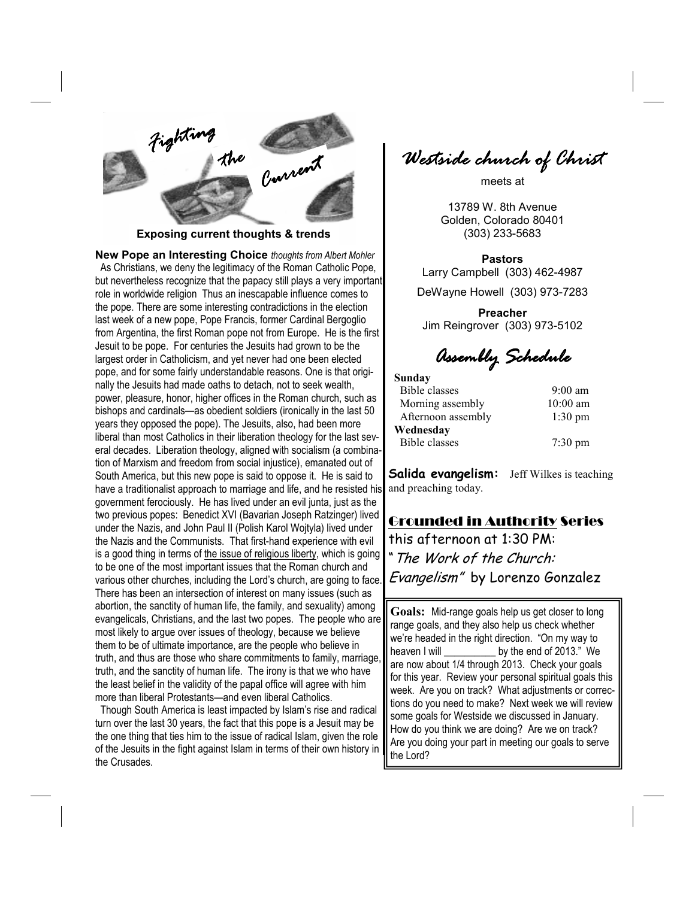# Fighting the Current

**Exposing current thoughts & trends**

**New Pope an Interesting Choice** *thoughts from Albert Mohler*

As Christians, we deny the legitimacy of the Roman Catholic Pope, but nevertheless recognize that the papacy still plays a very important role in worldwide religion Thus an inescapable influence comes to the pope. There are some interesting contradictions in the election last week of a new pope, Pope Francis, former Cardinal Bergoglio from Argentina, the first Roman pope not from Europe. He is the first Jesuit to be pope. For centuries the Jesuits had grown to be the largest order in Catholicism, and yet never had one been elected pope, and for some fairly understandable reasons. One is that originally the Jesuits had made oaths to detach, not to seek wealth, power, pleasure, honor, higher offices in the Roman church, such as bishops and cardinals—as obedient soldiers (ironically in the last 50 years they opposed the pope). The Jesuits, also, had been more liberal than most Catholics in their liberation theology for the last several decades. Liberation theology, aligned with socialism (a combination of Marxism and freedom from social injustice), emanated out of South America, but this new pope is said to oppose it. He is said to have a traditionalist approach to marriage and life, and he resisted his government ferociously. He has lived under an evil junta, just as the two previous popes: Benedict XVI (Bavarian Joseph Ratzinger) lived under the Nazis, and John Paul II (Polish Karol Wojtyla) lived under the Nazis and the Communists. That first-hand experience with evil is a good thing in terms of the issue of religious liberty, which is going to be one of the most important issues that the Roman church and various other churches, including the Lord's church, are going to face. There has been an intersection of interest on many issues (such as abortion, the sanctity of human life, the family, and sexuality) among evangelicals, Christians, and the last two popes. The people who are most likely to argue over issues of theology, because we believe them to be of ultimate importance, are the people who believe in truth, and thus are those who share commitments to family, marriage, truth, and the sanctity of human life. The irony is that we who have the least belief in the validity of the papal office will agree with him more than liberal Protestants—and even liberal Catholics.

Though South America is least impacted by Islam's rise and radical turn over the last 30 years, the fact that this pope is a Jesuit may be the one thing that ties him to the issue of radical Islam, given the role of the Jesuits in the fight against Islam in terms of their own history in the Crusades.

# Westside church of Christ

meets at

13789 W. 8th Avenue
Golden, Colorado 80401
(303) 233-5683

**Pastors**
Larry Campbell (303) 462-4987
DeWayne Howell (303) 973-7283

**Preacher**
Jim Reingrover (303) 973-5102

## Assembly Schedule

| | |
|---|---|
| **Sunday** | |
| Bible classes | 9:00 am |
| Morning assembly | 10:00 am |
| Afternoon assembly | 1:30 pm |
| **Wednesday** | |
| Bible classes | 7:30 pm |

**Salida evangelism:** Jeff Wilkes is teaching and preaching today.

## Grounded in Authority Series

this afternoon at 1:30 PM:
"*The Work of the Church: Evangelism"* by Lorenzo Gonzalez

**Goals:** Mid-range goals help us get closer to long range goals, and they also help us check whether we're headed in the right direction. "On my way to heaven I will __________ by the end of 2013." We are now about 1/4 through 2013. Check your goals for this year. Review your personal spiritual goals this week. Are you on track? What adjustments or corrections do you need to make? Next week we will review some goals for Westside we discussed in January. How do you think we are doing? Are we on track? Are you doing your part in meeting our goals to serve the Lord?